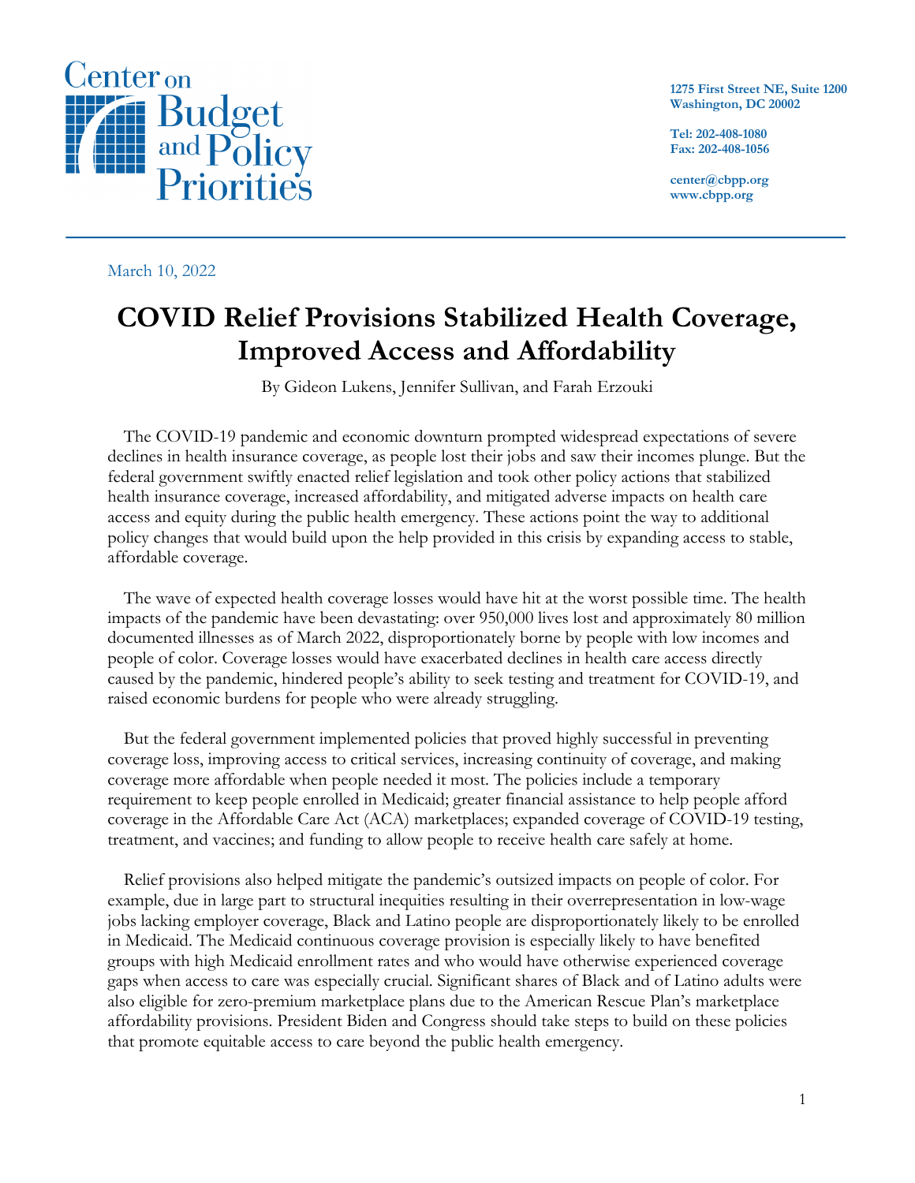Center on Budget and Policy Priorities

1275 First Street NE, Suite 1200
Washington, DC 20002

Tel: 202-408-1080
Fax: 202-408-1056

center@cbpp.org
www.cbpp.org

March 10, 2022

# COVID Relief Provisions Stabilized Health Coverage, Improved Access and Affordability

By Gideon Lukens, Jennifer Sullivan, and Farah Erzouki

The COVID-19 pandemic and economic downturn prompted widespread expectations of severe declines in health insurance coverage, as people lost their jobs and saw their incomes plunge. But the federal government swiftly enacted relief legislation and took other policy actions that stabilized health insurance coverage, increased affordability, and mitigated adverse impacts on health care access and equity during the public health emergency. These actions point the way to additional policy changes that would build upon the help provided in this crisis by expanding access to stable, affordable coverage.

The wave of expected health coverage losses would have hit at the worst possible time. The health impacts of the pandemic have been devastating: over 950,000 lives lost and approximately 80 million documented illnesses as of March 2022, disproportionately borne by people with low incomes and people of color. Coverage losses would have exacerbated declines in health care access directly caused by the pandemic, hindered people's ability to seek testing and treatment for COVID-19, and raised economic burdens for people who were already struggling.

But the federal government implemented policies that proved highly successful in preventing coverage loss, improving access to critical services, increasing continuity of coverage, and making coverage more affordable when people needed it most. The policies include a temporary requirement to keep people enrolled in Medicaid; greater financial assistance to help people afford coverage in the Affordable Care Act (ACA) marketplaces; expanded coverage of COVID-19 testing, treatment, and vaccines; and funding to allow people to receive health care safely at home.

Relief provisions also helped mitigate the pandemic's outsized impacts on people of color. For example, due in large part to structural inequities resulting in their overrepresentation in low-wage jobs lacking employer coverage, Black and Latino people are disproportionately likely to be enrolled in Medicaid. The Medicaid continuous coverage provision is especially likely to have benefited groups with high Medicaid enrollment rates and who would have otherwise experienced coverage gaps when access to care was especially crucial. Significant shares of Black and of Latino adults were also eligible for zero-premium marketplace plans due to the American Rescue Plan's marketplace affordability provisions. President Biden and Congress should take steps to build on these policies that promote equitable access to care beyond the public health emergency.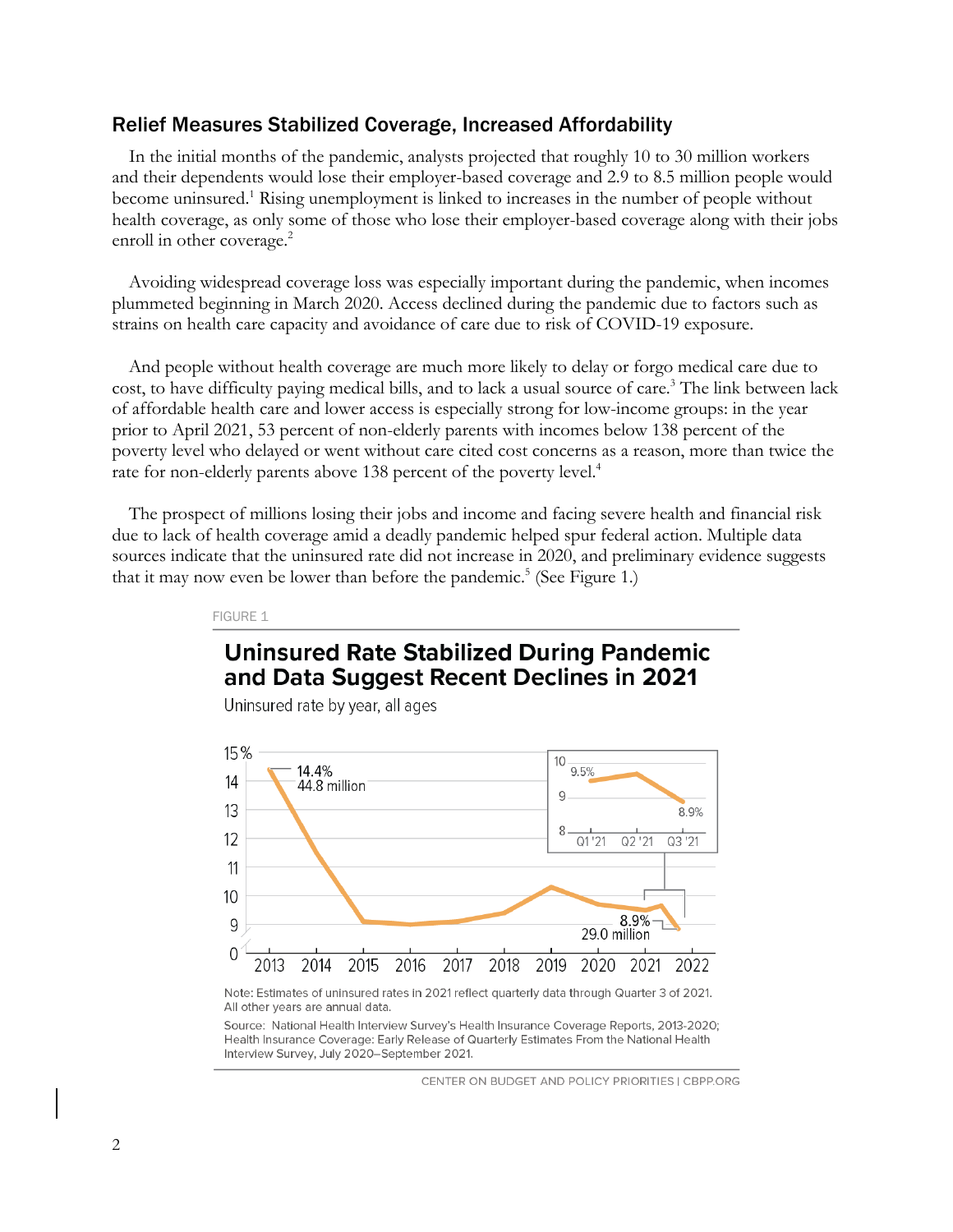## Relief Measures Stabilized Coverage, Increased Affordability

In the initial months of the pandemic, analysts projected that roughly 10 to 30 million workers and their dependents would lose their employer-based coverage and 2.9 to 8.5 million people would become uninsured.[1] Rising unemployment is linked to increases in the number of people without health coverage, as only some of those who lose their employer-based coverage along with their jobs enroll in other coverage.[2]

Avoiding widespread coverage loss was especially important during the pandemic, when incomes plummeted beginning in March 2020. Access declined during the pandemic due to factors such as strains on health care capacity and avoidance of care due to risk of COVID-19 exposure.

And people without health coverage are much more likely to delay or forgo medical care due to cost, to have difficulty paying medical bills, and to lack a usual source of care.[3] The link between lack of affordable health care and lower access is especially strong for low-income groups: in the year prior to April 2021, 53 percent of non-elderly parents with incomes below 138 percent of the poverty level who delayed or went without care cited cost concerns as a reason, more than twice the rate for non-elderly parents above 138 percent of the poverty level.[4]

The prospect of millions losing their jobs and income and facing severe health and financial risk due to lack of health coverage amid a deadly pandemic helped spur federal action. Multiple data sources indicate that the uninsured rate did not increase in 2020, and preliminary evidence suggests that it may now even be lower than before the pandemic.[5] (See Figure 1.)

FIGURE 1

**Uninsured Rate Stabilized During Pandemic and Data Suggest Recent Declines in 2021**

Uninsured rate by year, all ages

Note: Estimates of uninsured rates in 2021 reflect quarterly data through Quarter 3 of 2021. All other years are annual data.

Source: National Health Interview Survey's Health Insurance Coverage Reports, 2013-2020; Health Insurance Coverage: Early Release of Quarterly Estimates From the National Health Interview Survey, July 2020–September 2021.

CENTER ON BUDGET AND POLICY PRIORITIES | CBPP.ORG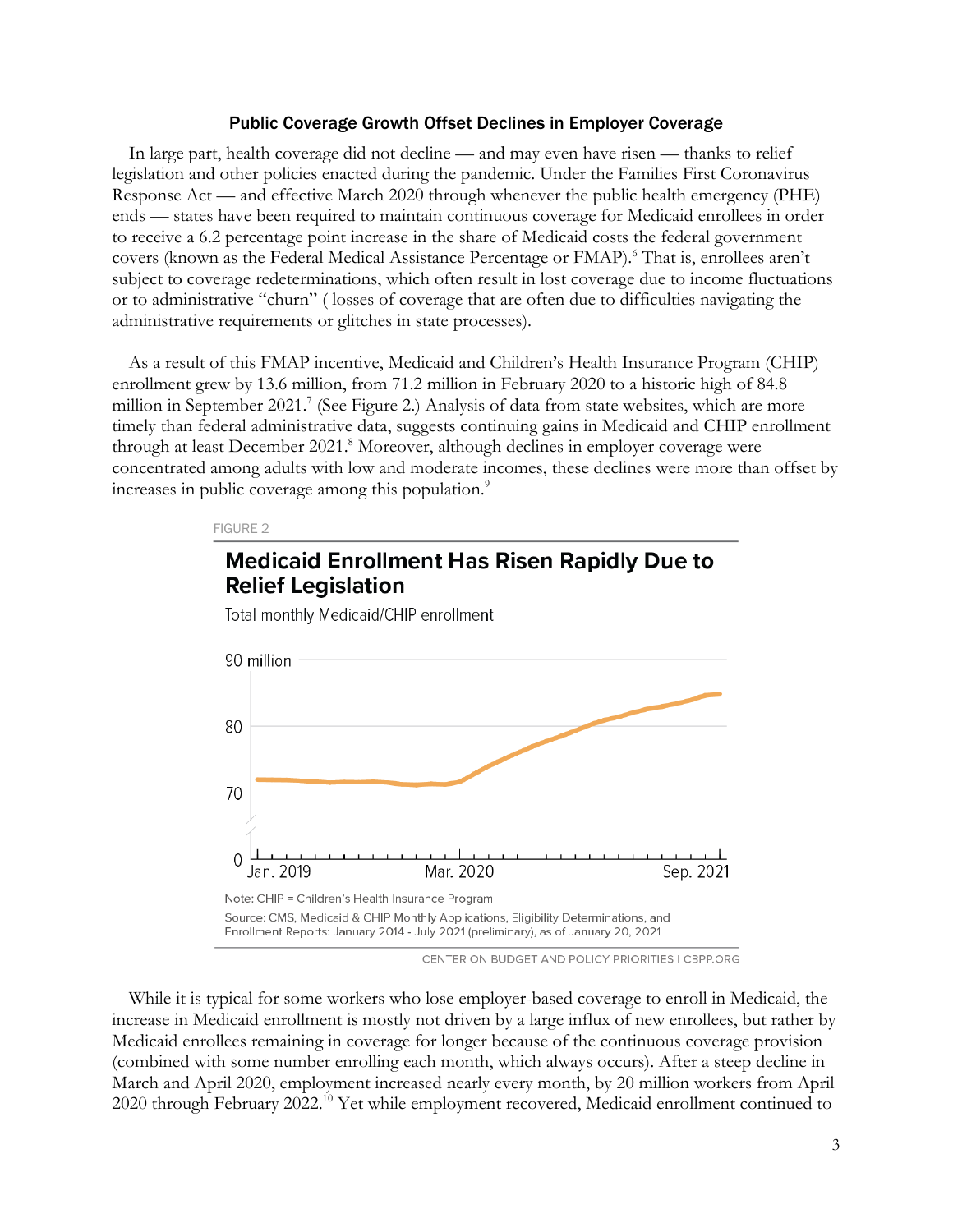### Public Coverage Growth Offset Declines in Employer Coverage

In large part, health coverage did not decline — and may even have risen — thanks to relief legislation and other policies enacted during the pandemic. Under the Families First Coronavirus Response Act — and effective March 2020 through whenever the public health emergency (PHE) ends — states have been required to maintain continuous coverage for Medicaid enrollees in order to receive a 6.2 percentage point increase in the share of Medicaid costs the federal government covers (known as the Federal Medical Assistance Percentage or FMAP).[6] That is, enrollees aren't subject to coverage redeterminations, which often result in lost coverage due to income fluctuations or to administrative "churn" ( losses of coverage that are often due to difficulties navigating the administrative requirements or glitches in state processes).

As a result of this FMAP incentive, Medicaid and Children's Health Insurance Program (CHIP) enrollment grew by 13.6 million, from 71.2 million in February 2020 to a historic high of 84.8 million in September 2021.[7] (See Figure 2.) Analysis of data from state websites, which are more timely than federal administrative data, suggests continuing gains in Medicaid and CHIP enrollment through at least December 2021.[8] Moreover, although declines in employer coverage were concentrated among adults with low and moderate incomes, these declines were more than offset by increases in public coverage among this population.[9]

FIGURE 2

**Medicaid Enrollment Has Risen Rapidly Due to Relief Legislation**

Total monthly Medicaid/CHIP enrollment

Note: CHIP = Children's Health Insurance Program

Source: CMS, Medicaid & CHIP Monthly Applications, Eligibility Determinations, and Enrollment Reports: January 2014 - July 2021 (preliminary), as of January 20, 2021

CENTER ON BUDGET AND POLICY PRIORITIES | CBPP.ORG

While it is typical for some workers who lose employer-based coverage to enroll in Medicaid, the increase in Medicaid enrollment is mostly not driven by a large influx of new enrollees, but rather by Medicaid enrollees remaining in coverage for longer because of the continuous coverage provision (combined with some number enrolling each month, which always occurs). After a steep decline in March and April 2020, employment increased nearly every month, by 20 million workers from April 2020 through February 2022.[10] Yet while employment recovered, Medicaid enrollment continued to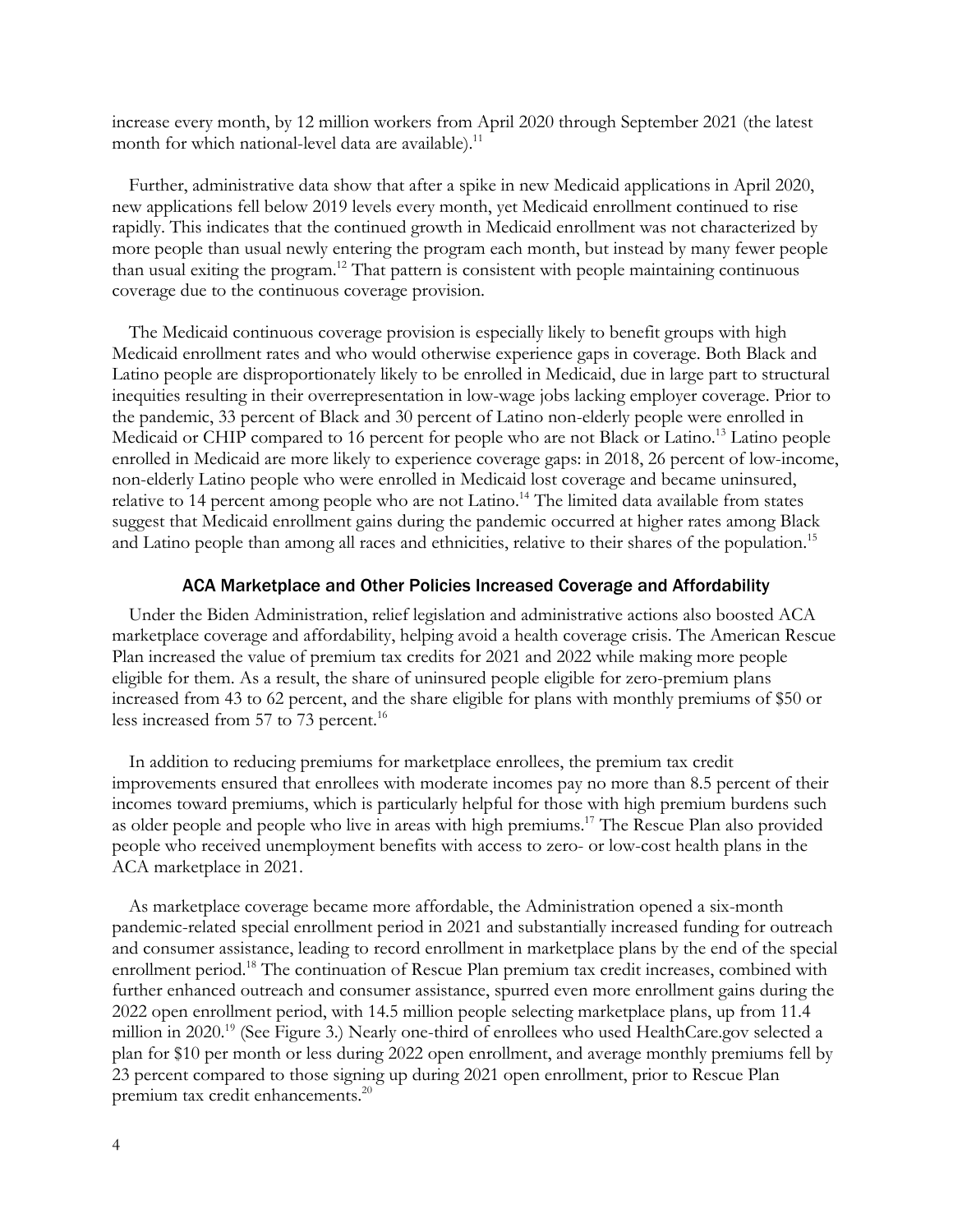increase every month, by 12 million workers from April 2020 through September 2021 (the latest month for which national-level data are available).[11]

Further, administrative data show that after a spike in new Medicaid applications in April 2020, new applications fell below 2019 levels every month, yet Medicaid enrollment continued to rise rapidly. This indicates that the continued growth in Medicaid enrollment was not characterized by more people than usual newly entering the program each month, but instead by many fewer people than usual exiting the program.[12] That pattern is consistent with people maintaining continuous coverage due to the continuous coverage provision.

The Medicaid continuous coverage provision is especially likely to benefit groups with high Medicaid enrollment rates and who would otherwise experience gaps in coverage. Both Black and Latino people are disproportionately likely to be enrolled in Medicaid, due in large part to structural inequities resulting in their overrepresentation in low-wage jobs lacking employer coverage. Prior to the pandemic, 33 percent of Black and 30 percent of Latino non-elderly people were enrolled in Medicaid or CHIP compared to 16 percent for people who are not Black or Latino.[13] Latino people enrolled in Medicaid are more likely to experience coverage gaps: in 2018, 26 percent of low-income, non-elderly Latino people who were enrolled in Medicaid lost coverage and became uninsured, relative to 14 percent among people who are not Latino.[14] The limited data available from states suggest that Medicaid enrollment gains during the pandemic occurred at higher rates among Black and Latino people than among all races and ethnicities, relative to their shares of the population.[15]

### ACA Marketplace and Other Policies Increased Coverage and Affordability

Under the Biden Administration, relief legislation and administrative actions also boosted ACA marketplace coverage and affordability, helping avoid a health coverage crisis. The American Rescue Plan increased the value of premium tax credits for 2021 and 2022 while making more people eligible for them. As a result, the share of uninsured people eligible for zero-premium plans increased from 43 to 62 percent, and the share eligible for plans with monthly premiums of $50 or less increased from 57 to 73 percent.[16]

In addition to reducing premiums for marketplace enrollees, the premium tax credit improvements ensured that enrollees with moderate incomes pay no more than 8.5 percent of their incomes toward premiums, which is particularly helpful for those with high premium burdens such as older people and people who live in areas with high premiums.[17] The Rescue Plan also provided people who received unemployment benefits with access to zero- or low-cost health plans in the ACA marketplace in 2021.

As marketplace coverage became more affordable, the Administration opened a six-month pandemic-related special enrollment period in 2021 and substantially increased funding for outreach and consumer assistance, leading to record enrollment in marketplace plans by the end of the special enrollment period.[18] The continuation of Rescue Plan premium tax credit increases, combined with further enhanced outreach and consumer assistance, spurred even more enrollment gains during the 2022 open enrollment period, with 14.5 million people selecting marketplace plans, up from 11.4 million in 2020.[19] (See Figure 3.) Nearly one-third of enrollees who used HealthCare.gov selected a plan for $10 per month or less during 2022 open enrollment, and average monthly premiums fell by 23 percent compared to those signing up during 2021 open enrollment, prior to Rescue Plan premium tax credit enhancements.[20]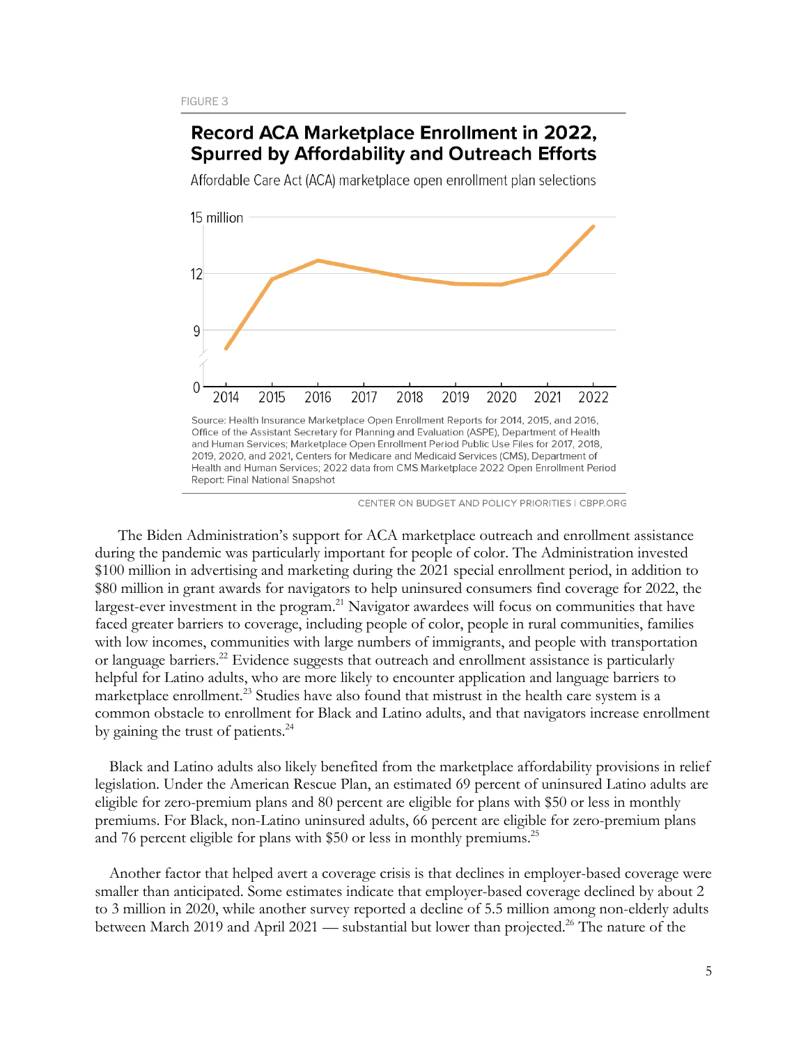FIGURE 3

**Record ACA Marketplace Enrollment in 2022, Spurred by Affordability and Outreach Efforts**

Affordable Care Act (ACA) marketplace open enrollment plan selections

Source: Health Insurance Marketplace Open Enrollment Reports for 2014, 2015, and 2016, Office of the Assistant Secretary for Planning and Evaluation (ASPE), Department of Health and Human Services; Marketplace Open Enrollment Period Public Use Files for 2017, 2018, 2019, 2020, and 2021, Centers for Medicare and Medicaid Services (CMS), Department of Health and Human Services; 2022 data from CMS Marketplace 2022 Open Enrollment Period Report: Final National Snapshot

CENTER ON BUDGET AND POLICY PRIORITIES | CBPP.ORG

The Biden Administration's support for ACA marketplace outreach and enrollment assistance during the pandemic was particularly important for people of color. The Administration invested $100 million in advertising and marketing during the 2021 special enrollment period, in addition to $80 million in grant awards for navigators to help uninsured consumers find coverage for 2022, the largest-ever investment in the program.[21] Navigator awardees will focus on communities that have faced greater barriers to coverage, including people of color, people in rural communities, families with low incomes, communities with large numbers of immigrants, and people with transportation or language barriers.[22] Evidence suggests that outreach and enrollment assistance is particularly helpful for Latino adults, who are more likely to encounter application and language barriers to marketplace enrollment.[23] Studies have also found that mistrust in the health care system is a common obstacle to enrollment for Black and Latino adults, and that navigators increase enrollment by gaining the trust of patients.[24]

Black and Latino adults also likely benefited from the marketplace affordability provisions in relief legislation. Under the American Rescue Plan, an estimated 69 percent of uninsured Latino adults are eligible for zero-premium plans and 80 percent are eligible for plans with $50 or less in monthly premiums. For Black, non-Latino uninsured adults, 66 percent are eligible for zero-premium plans and 76 percent eligible for plans with $50 or less in monthly premiums.[25]

Another factor that helped avert a coverage crisis is that declines in employer-based coverage were smaller than anticipated. Some estimates indicate that employer-based coverage declined by about 2 to 3 million in 2020, while another survey reported a decline of 5.5 million among non-elderly adults between March 2019 and April 2021 — substantial but lower than projected.[26] The nature of the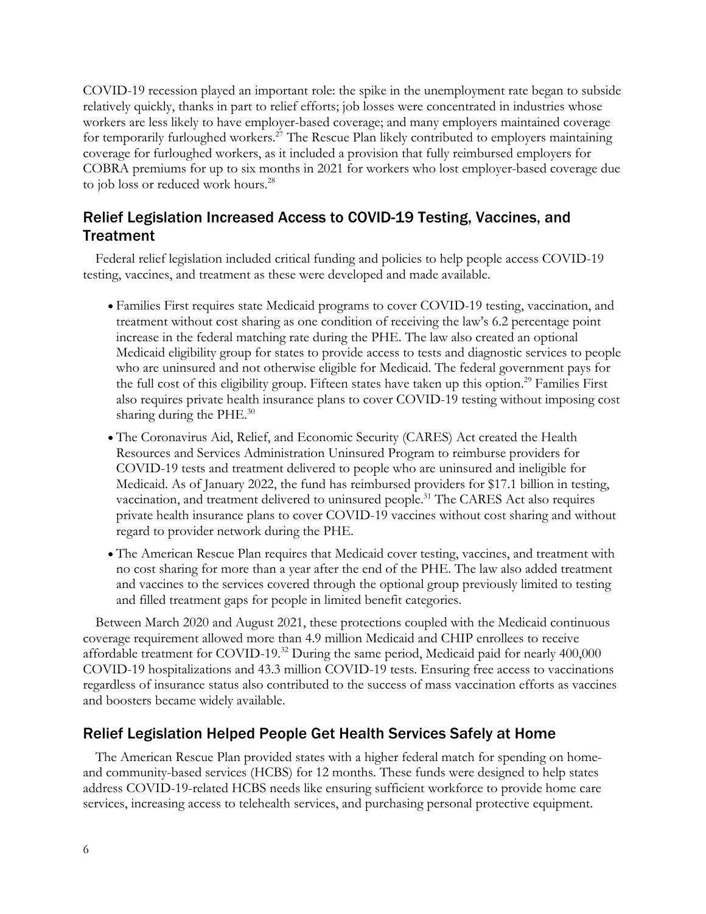COVID-19 recession played an important role: the spike in the unemployment rate began to subside relatively quickly, thanks in part to relief efforts; job losses were concentrated in industries whose workers are less likely to have employer-based coverage; and many employers maintained coverage for temporarily furloughed workers.[27] The Rescue Plan likely contributed to employers maintaining coverage for furloughed workers, as it included a provision that fully reimbursed employers for COBRA premiums for up to six months in 2021 for workers who lost employer-based coverage due to job loss or reduced work hours.[28]

## Relief Legislation Increased Access to COVID-19 Testing, Vaccines, and Treatment

Federal relief legislation included critical funding and policies to help people access COVID-19 testing, vaccines, and treatment as these were developed and made available.

- Families First requires state Medicaid programs to cover COVID-19 testing, vaccination, and treatment without cost sharing as one condition of receiving the law's 6.2 percentage point increase in the federal matching rate during the PHE. The law also created an optional Medicaid eligibility group for states to provide access to tests and diagnostic services to people who are uninsured and not otherwise eligible for Medicaid. The federal government pays for the full cost of this eligibility group. Fifteen states have taken up this option.[29] Families First also requires private health insurance plans to cover COVID-19 testing without imposing cost sharing during the PHE.[30]
- The Coronavirus Aid, Relief, and Economic Security (CARES) Act created the Health Resources and Services Administration Uninsured Program to reimburse providers for COVID-19 tests and treatment delivered to people who are uninsured and ineligible for Medicaid. As of January 2022, the fund has reimbursed providers for $17.1 billion in testing, vaccination, and treatment delivered to uninsured people.[31] The CARES Act also requires private health insurance plans to cover COVID-19 vaccines without cost sharing and without regard to provider network during the PHE.
- The American Rescue Plan requires that Medicaid cover testing, vaccines, and treatment with no cost sharing for more than a year after the end of the PHE. The law also added treatment and vaccines to the services covered through the optional group previously limited to testing and filled treatment gaps for people in limited benefit categories.

Between March 2020 and August 2021, these protections coupled with the Medicaid continuous coverage requirement allowed more than 4.9 million Medicaid and CHIP enrollees to receive affordable treatment for COVID-19.[32] During the same period, Medicaid paid for nearly 400,000 COVID-19 hospitalizations and 43.3 million COVID-19 tests. Ensuring free access to vaccinations regardless of insurance status also contributed to the success of mass vaccination efforts as vaccines and boosters became widely available.

## Relief Legislation Helped People Get Health Services Safely at Home

The American Rescue Plan provided states with a higher federal match for spending on home- and community-based services (HCBS) for 12 months. These funds were designed to help states address COVID-19-related HCBS needs like ensuring sufficient workforce to provide home care services, increasing access to telehealth services, and purchasing personal protective equipment.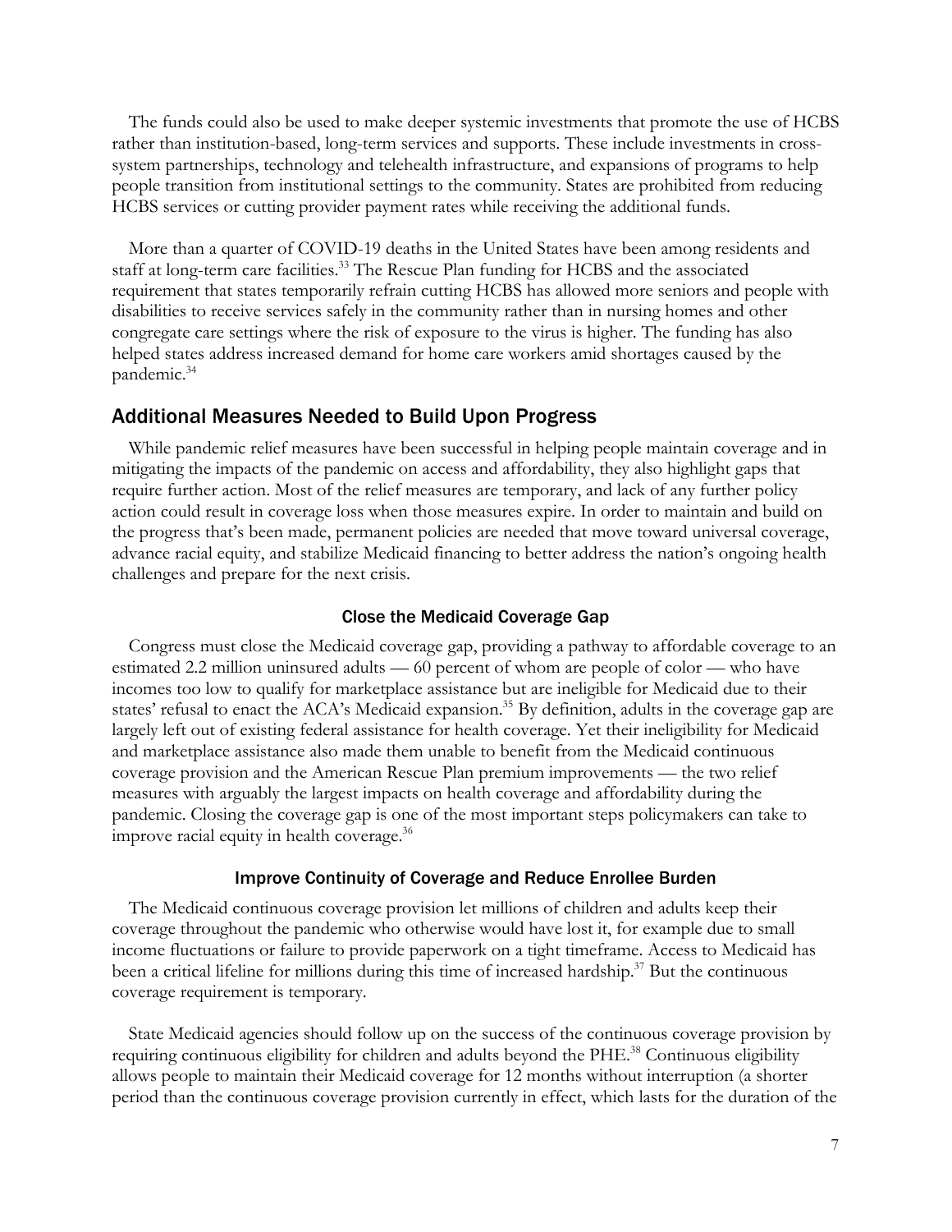The funds could also be used to make deeper systemic investments that promote the use of HCBS rather than institution-based, long-term services and supports. These include investments in cross-system partnerships, technology and telehealth infrastructure, and expansions of programs to help people transition from institutional settings to the community. States are prohibited from reducing HCBS services or cutting provider payment rates while receiving the additional funds.

More than a quarter of COVID-19 deaths in the United States have been among residents and staff at long-term care facilities.[33] The Rescue Plan funding for HCBS and the associated requirement that states temporarily refrain cutting HCBS has allowed more seniors and people with disabilities to receive services safely in the community rather than in nursing homes and other congregate care settings where the risk of exposure to the virus is higher. The funding has also helped states address increased demand for home care workers amid shortages caused by the pandemic.[34]

## Additional Measures Needed to Build Upon Progress

While pandemic relief measures have been successful in helping people maintain coverage and in mitigating the impacts of the pandemic on access and affordability, they also highlight gaps that require further action. Most of the relief measures are temporary, and lack of any further policy action could result in coverage loss when those measures expire. In order to maintain and build on the progress that's been made, permanent policies are needed that move toward universal coverage, advance racial equity, and stabilize Medicaid financing to better address the nation's ongoing health challenges and prepare for the next crisis.

### Close the Medicaid Coverage Gap

Congress must close the Medicaid coverage gap, providing a pathway to affordable coverage to an estimated 2.2 million uninsured adults — 60 percent of whom are people of color — who have incomes too low to qualify for marketplace assistance but are ineligible for Medicaid due to their states' refusal to enact the ACA's Medicaid expansion.[35] By definition, adults in the coverage gap are largely left out of existing federal assistance for health coverage. Yet their ineligibility for Medicaid and marketplace assistance also made them unable to benefit from the Medicaid continuous coverage provision and the American Rescue Plan premium improvements — the two relief measures with arguably the largest impacts on health coverage and affordability during the pandemic. Closing the coverage gap is one of the most important steps policymakers can take to improve racial equity in health coverage.[36]

### Improve Continuity of Coverage and Reduce Enrollee Burden

The Medicaid continuous coverage provision let millions of children and adults keep their coverage throughout the pandemic who otherwise would have lost it, for example due to small income fluctuations or failure to provide paperwork on a tight timeframe. Access to Medicaid has been a critical lifeline for millions during this time of increased hardship.[37] But the continuous coverage requirement is temporary.

State Medicaid agencies should follow up on the success of the continuous coverage provision by requiring continuous eligibility for children and adults beyond the PHE.[38] Continuous eligibility allows people to maintain their Medicaid coverage for 12 months without interruption (a shorter period than the continuous coverage provision currently in effect, which lasts for the duration of the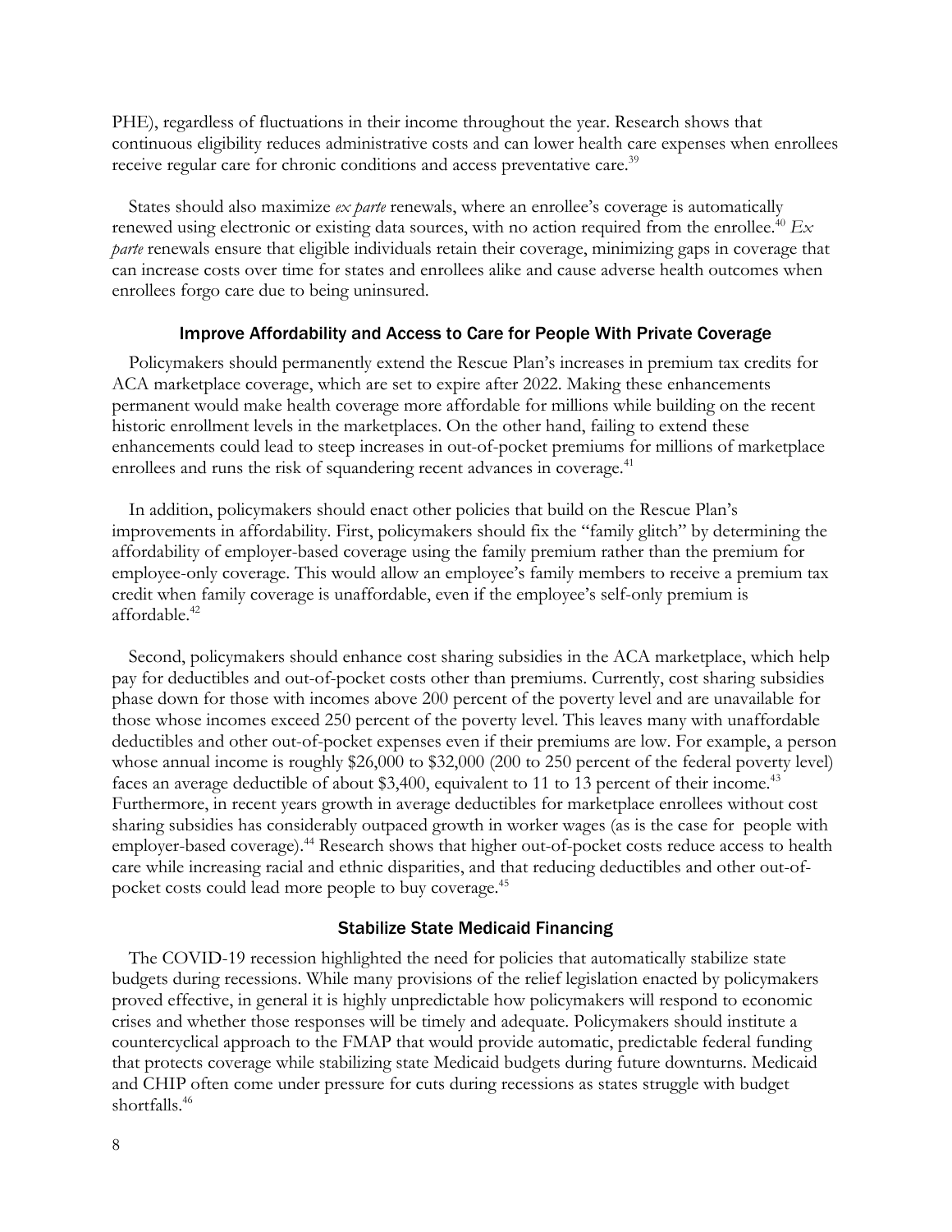PHE), regardless of fluctuations in their income throughout the year. Research shows that continuous eligibility reduces administrative costs and can lower health care expenses when enrollees receive regular care for chronic conditions and access preventative care.[39]

States should also maximize *ex parte* renewals, where an enrollee's coverage is automatically renewed using electronic or existing data sources, with no action required from the enrollee.[40] *Ex parte* renewals ensure that eligible individuals retain their coverage, minimizing gaps in coverage that can increase costs over time for states and enrollees alike and cause adverse health outcomes when enrollees forgo care due to being uninsured.

### Improve Affordability and Access to Care for People With Private Coverage

Policymakers should permanently extend the Rescue Plan's increases in premium tax credits for ACA marketplace coverage, which are set to expire after 2022. Making these enhancements permanent would make health coverage more affordable for millions while building on the recent historic enrollment levels in the marketplaces. On the other hand, failing to extend these enhancements could lead to steep increases in out-of-pocket premiums for millions of marketplace enrollees and runs the risk of squandering recent advances in coverage.[41]

In addition, policymakers should enact other policies that build on the Rescue Plan's improvements in affordability. First, policymakers should fix the "family glitch" by determining the affordability of employer-based coverage using the family premium rather than the premium for employee-only coverage. This would allow an employee's family members to receive a premium tax credit when family coverage is unaffordable, even if the employee's self-only premium is affordable.[42]

Second, policymakers should enhance cost sharing subsidies in the ACA marketplace, which help pay for deductibles and out-of-pocket costs other than premiums. Currently, cost sharing subsidies phase down for those with incomes above 200 percent of the poverty level and are unavailable for those whose incomes exceed 250 percent of the poverty level. This leaves many with unaffordable deductibles and other out-of-pocket expenses even if their premiums are low. For example, a person whose annual income is roughly $26,000 to $32,000 (200 to 250 percent of the federal poverty level) faces an average deductible of about $3,400, equivalent to 11 to 13 percent of their income.[43] Furthermore, in recent years growth in average deductibles for marketplace enrollees without cost sharing subsidies has considerably outpaced growth in worker wages (as is the case for people with employer-based coverage).[44] Research shows that higher out-of-pocket costs reduce access to health care while increasing racial and ethnic disparities, and that reducing deductibles and other out-of-pocket costs could lead more people to buy coverage.[45]

### Stabilize State Medicaid Financing

The COVID-19 recession highlighted the need for policies that automatically stabilize state budgets during recessions. While many provisions of the relief legislation enacted by policymakers proved effective, in general it is highly unpredictable how policymakers will respond to economic crises and whether those responses will be timely and adequate. Policymakers should institute a countercyclical approach to the FMAP that would provide automatic, predictable federal funding that protects coverage while stabilizing state Medicaid budgets during future downturns. Medicaid and CHIP often come under pressure for cuts during recessions as states struggle with budget shortfalls.[46]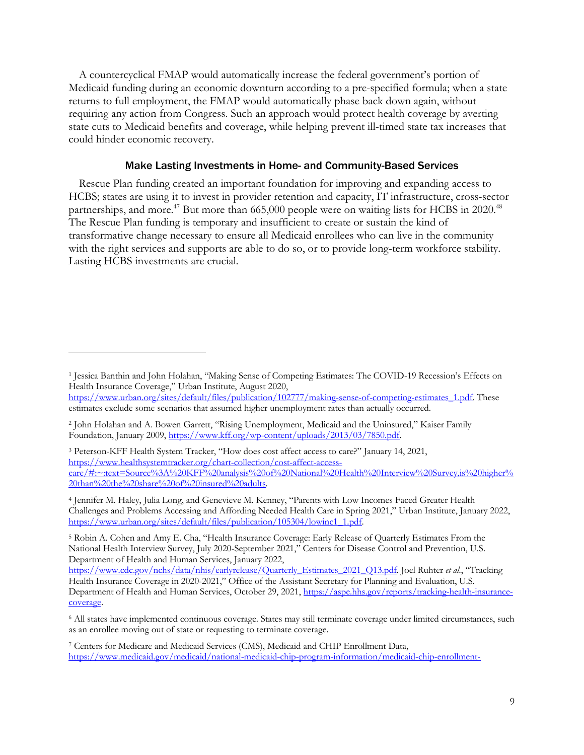A countercyclical FMAP would automatically increase the federal government's portion of Medicaid funding during an economic downturn according to a pre-specified formula; when a state returns to full employment, the FMAP would automatically phase back down again, without requiring any action from Congress. Such an approach would protect health coverage by averting state cuts to Medicaid benefits and coverage, while helping prevent ill-timed state tax increases that could hinder economic recovery.

### Make Lasting Investments in Home- and Community-Based Services

Rescue Plan funding created an important foundation for improving and expanding access to HCBS; states are using it to invest in provider retention and capacity, IT infrastructure, cross-sector partnerships, and more.[47] But more than 665,000 people were on waiting lists for HCBS in 2020.[48] The Rescue Plan funding is temporary and insufficient to create or sustain the kind of transformative change necessary to ensure all Medicaid enrollees who can live in the community with the right services and supports are able to do so, or to provide long-term workforce stability. Lasting HCBS investments are crucial.

---

[1] Jessica Banthin and John Holahan, "Making Sense of Competing Estimates: The COVID-19 Recession's Effects on Health Insurance Coverage," Urban Institute, August 2020, https://www.urban.org/sites/default/files/publication/102777/making-sense-of-competing-estimates_1.pdf. These estimates exclude some scenarios that assumed higher unemployment rates than actually occurred.

[2] John Holahan and A. Bowen Garrett, "Rising Unemployment, Medicaid and the Uninsured," Kaiser Family Foundation, January 2009, https://www.kff.org/wp-content/uploads/2013/03/7850.pdf.

[3] Peterson-KFF Health System Tracker, "How does cost affect access to care?" January 14, 2021, https://www.healthsystemtracker.org/chart-collection/cost-affect-access-care/#:~:text=Source%3A%20KFF%20analysis%20of%20National%20Health%20Interview%20Survey,is%20higher%20than%20the%20share%20of%20insured%20adults.

[4] Jennifer M. Haley, Julia Long, and Genevieve M. Kenney, "Parents with Low Incomes Faced Greater Health Challenges and Problems Accessing and Affording Needed Health Care in Spring 2021," Urban Institute, January 2022, https://www.urban.org/sites/default/files/publication/105304/lowinc1_1.pdf.

[5] Robin A. Cohen and Amy E. Cha, "Health Insurance Coverage: Early Release of Quarterly Estimates From the National Health Interview Survey, July 2020-September 2021," Centers for Disease Control and Prevention, U.S. Department of Health and Human Services, January 2022, https://www.cdc.gov/nchs/data/nhis/earlyrelease/Quarterly_Estimates_2021_Q13.pdf. Joel Ruhter *et al.*, "Tracking Health Insurance Coverage in 2020-2021," Office of the Assistant Secretary for Planning and Evaluation, U.S. Department of Health and Human Services, October 29, 2021, https://aspe.hhs.gov/reports/tracking-health-insurance-coverage.

[6] All states have implemented continuous coverage. States may still terminate coverage under limited circumstances, such as an enrollee moving out of state or requesting to terminate coverage.

[7] Centers for Medicare and Medicaid Services (CMS), Medicaid and CHIP Enrollment Data, https://www.medicaid.gov/medicaid/national-medicaid-chip-program-information/medicaid-chip-enrollment-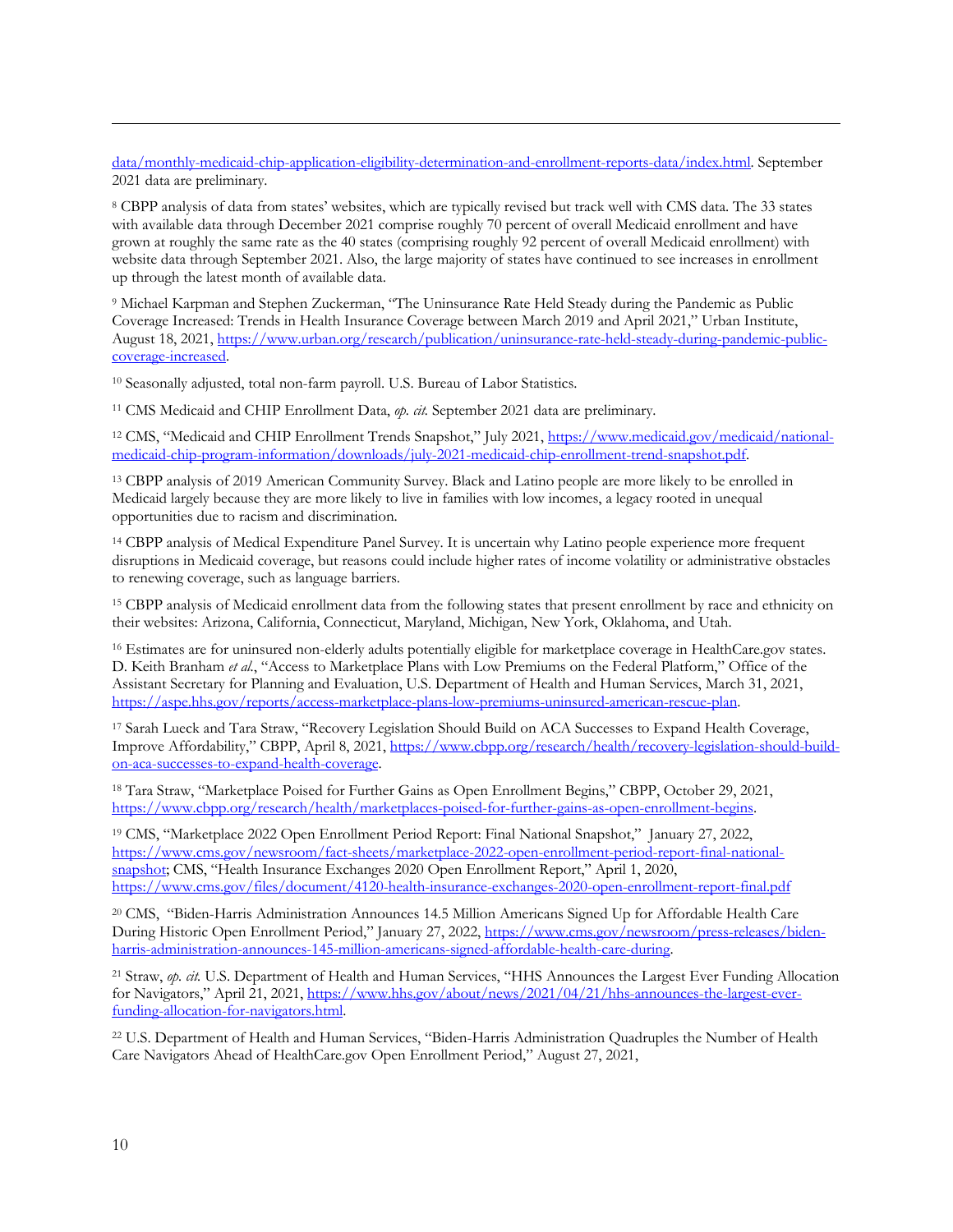data/monthly-medicaid-chip-application-eligibility-determination-and-enrollment-reports-data/index.html. September 2021 data are preliminary.

[8] CBPP analysis of data from states' websites, which are typically revised but track well with CMS data. The 33 states with available data through December 2021 comprise roughly 70 percent of overall Medicaid enrollment and have grown at roughly the same rate as the 40 states (comprising roughly 92 percent of overall Medicaid enrollment) with website data through September 2021. Also, the large majority of states have continued to see increases in enrollment up through the latest month of available data.

[9] Michael Karpman and Stephen Zuckerman, "The Uninsurance Rate Held Steady during the Pandemic as Public Coverage Increased: Trends in Health Insurance Coverage between March 2019 and April 2021," Urban Institute, August 18, 2021, https://www.urban.org/research/publication/uninsurance-rate-held-steady-during-pandemic-public-coverage-increased.

[10] Seasonally adjusted, total non-farm payroll. U.S. Bureau of Labor Statistics.

[11] CMS Medicaid and CHIP Enrollment Data, *op. cit.* September 2021 data are preliminary.

[12] CMS, "Medicaid and CHIP Enrollment Trends Snapshot," July 2021, https://www.medicaid.gov/medicaid/national-medicaid-chip-program-information/downloads/july-2021-medicaid-chip-enrollment-trend-snapshot.pdf.

[13] CBPP analysis of 2019 American Community Survey. Black and Latino people are more likely to be enrolled in Medicaid largely because they are more likely to live in families with low incomes, a legacy rooted in unequal opportunities due to racism and discrimination.

[14] CBPP analysis of Medical Expenditure Panel Survey. It is uncertain why Latino people experience more frequent disruptions in Medicaid coverage, but reasons could include higher rates of income volatility or administrative obstacles to renewing coverage, such as language barriers.

[15] CBPP analysis of Medicaid enrollment data from the following states that present enrollment by race and ethnicity on their websites: Arizona, California, Connecticut, Maryland, Michigan, New York, Oklahoma, and Utah.

[16] Estimates are for uninsured non-elderly adults potentially eligible for marketplace coverage in HealthCare.gov states. D. Keith Branham *et al.*, "Access to Marketplace Plans with Low Premiums on the Federal Platform," Office of the Assistant Secretary for Planning and Evaluation, U.S. Department of Health and Human Services, March 31, 2021, https://aspe.hhs.gov/reports/access-marketplace-plans-low-premiums-uninsured-american-rescue-plan.

[17] Sarah Lueck and Tara Straw, "Recovery Legislation Should Build on ACA Successes to Expand Health Coverage, Improve Affordability," CBPP, April 8, 2021, https://www.cbpp.org/research/health/recovery-legislation-should-build-on-aca-successes-to-expand-health-coverage.

[18] Tara Straw, "Marketplace Poised for Further Gains as Open Enrollment Begins," CBPP, October 29, 2021, https://www.cbpp.org/research/health/marketplaces-poised-for-further-gains-as-open-enrollment-begins.

[19] CMS, "Marketplace 2022 Open Enrollment Period Report: Final National Snapshot," January 27, 2022, https://www.cms.gov/newsroom/fact-sheets/marketplace-2022-open-enrollment-period-report-final-national-snapshot; CMS, "Health Insurance Exchanges 2020 Open Enrollment Report," April 1, 2020, https://www.cms.gov/files/document/4120-health-insurance-exchanges-2020-open-enrollment-report-final.pdf

[20] CMS, "Biden-Harris Administration Announces 14.5 Million Americans Signed Up for Affordable Health Care During Historic Open Enrollment Period," January 27, 2022, https://www.cms.gov/newsroom/press-releases/biden-harris-administration-announces-145-million-americans-signed-affordable-health-care-during.

[21] Straw, *op. cit.* U.S. Department of Health and Human Services, "HHS Announces the Largest Ever Funding Allocation for Navigators," April 21, 2021, https://www.hhs.gov/about/news/2021/04/21/hhs-announces-the-largest-ever-funding-allocation-for-navigators.html.

[22] U.S. Department of Health and Human Services, "Biden-Harris Administration Quadruples the Number of Health Care Navigators Ahead of HealthCare.gov Open Enrollment Period," August 27, 2021,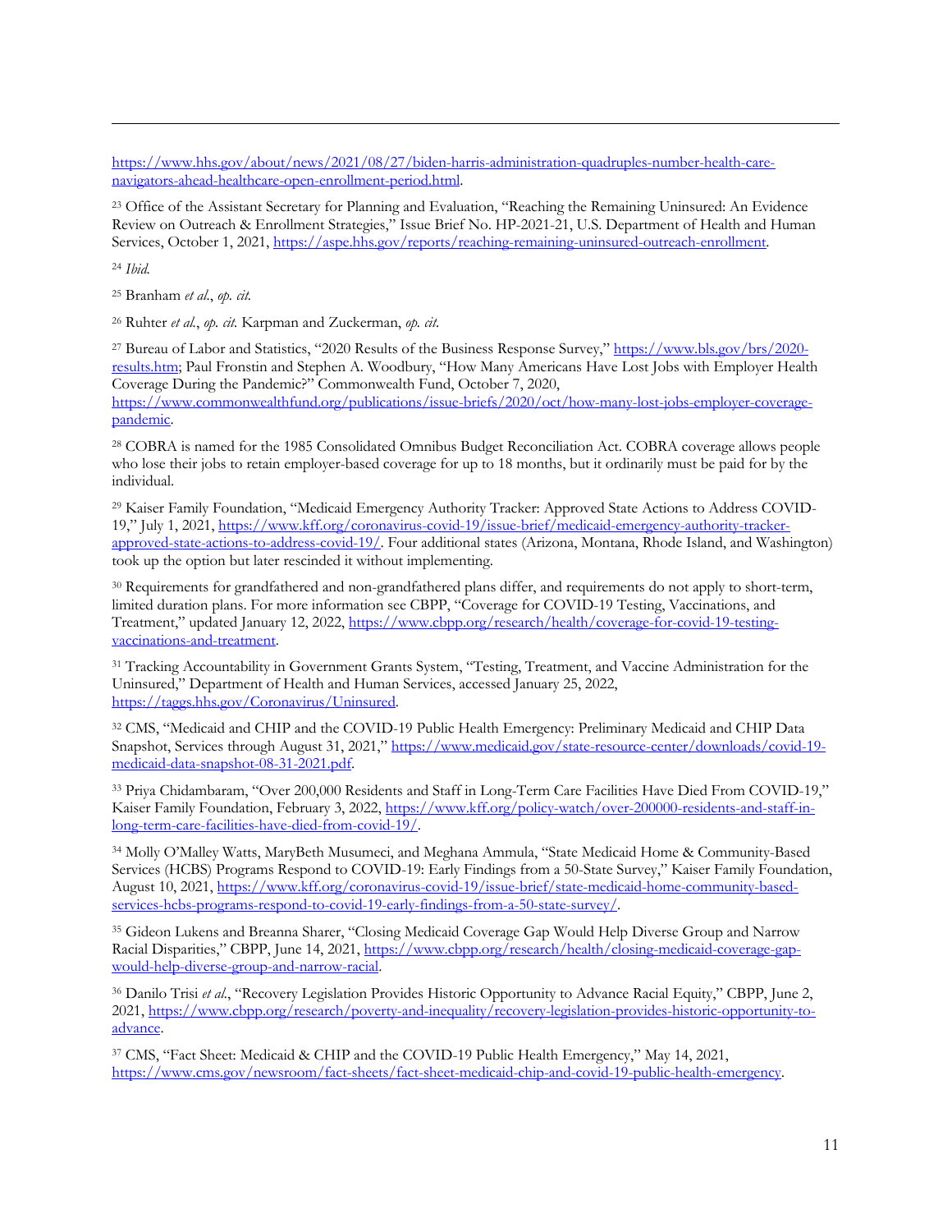https://www.hhs.gov/about/news/2021/08/27/biden-harris-administration-quadruples-number-health-care-navigators-ahead-healthcare-open-enrollment-period.html.

[23] Office of the Assistant Secretary for Planning and Evaluation, "Reaching the Remaining Uninsured: An Evidence Review on Outreach & Enrollment Strategies," Issue Brief No. HP-2021-21, U.S. Department of Health and Human Services, October 1, 2021, https://aspe.hhs.gov/reports/reaching-remaining-uninsured-outreach-enrollment.

[24] *Ibid.*

[25] Branham *et al.*, *op. cit.*

[26] Ruhter *et al.*, *op. cit.* Karpman and Zuckerman, *op. cit.*

[27] Bureau of Labor and Statistics, "2020 Results of the Business Response Survey," https://www.bls.gov/brs/2020-results.htm; Paul Fronstin and Stephen A. Woodbury, "How Many Americans Have Lost Jobs with Employer Health Coverage During the Pandemic?" Commonwealth Fund, October 7, 2020, https://www.commonwealthfund.org/publications/issue-briefs/2020/oct/how-many-lost-jobs-employer-coverage-pandemic.

[28] COBRA is named for the 1985 Consolidated Omnibus Budget Reconciliation Act. COBRA coverage allows people who lose their jobs to retain employer-based coverage for up to 18 months, but it ordinarily must be paid for by the individual.

[29] Kaiser Family Foundation, "Medicaid Emergency Authority Tracker: Approved State Actions to Address COVID-19," July 1, 2021, https://www.kff.org/coronavirus-covid-19/issue-brief/medicaid-emergency-authority-tracker-approved-state-actions-to-address-covid-19/. Four additional states (Arizona, Montana, Rhode Island, and Washington) took up the option but later rescinded it without implementing.

[30] Requirements for grandfathered and non-grandfathered plans differ, and requirements do not apply to short-term, limited duration plans. For more information see CBPP, "Coverage for COVID-19 Testing, Vaccinations, and Treatment," updated January 12, 2022, https://www.cbpp.org/research/health/coverage-for-covid-19-testing-vaccinations-and-treatment.

[31] Tracking Accountability in Government Grants System, "Testing, Treatment, and Vaccine Administration for the Uninsured," Department of Health and Human Services, accessed January 25, 2022, https://taggs.hhs.gov/Coronavirus/Uninsured.

[32] CMS, "Medicaid and CHIP and the COVID-19 Public Health Emergency: Preliminary Medicaid and CHIP Data Snapshot, Services through August 31, 2021," https://www.medicaid.gov/state-resource-center/downloads/covid-19-medicaid-data-snapshot-08-31-2021.pdf.

[33] Priya Chidambaram, "Over 200,000 Residents and Staff in Long-Term Care Facilities Have Died From COVID-19," Kaiser Family Foundation, February 3, 2022, https://www.kff.org/policy-watch/over-200000-residents-and-staff-in-long-term-care-facilities-have-died-from-covid-19/.

[34] Molly O'Malley Watts, MaryBeth Musumeci, and Meghana Ammula, "State Medicaid Home & Community-Based Services (HCBS) Programs Respond to COVID-19: Early Findings from a 50-State Survey," Kaiser Family Foundation, August 10, 2021, https://www.kff.org/coronavirus-covid-19/issue-brief/state-medicaid-home-community-based-services-hcbs-programs-respond-to-covid-19-early-findings-from-a-50-state-survey/.

[35] Gideon Lukens and Breanna Sharer, "Closing Medicaid Coverage Gap Would Help Diverse Group and Narrow Racial Disparities," CBPP, June 14, 2021, https://www.cbpp.org/research/health/closing-medicaid-coverage-gap-would-help-diverse-group-and-narrow-racial.

[36] Danilo Trisi *et al.*, "Recovery Legislation Provides Historic Opportunity to Advance Racial Equity," CBPP, June 2, 2021, https://www.cbpp.org/research/poverty-and-inequality/recovery-legislation-provides-historic-opportunity-to-advance.

[37] CMS, "Fact Sheet: Medicaid & CHIP and the COVID-19 Public Health Emergency," May 14, 2021, https://www.cms.gov/newsroom/fact-sheets/fact-sheet-medicaid-chip-and-covid-19-public-health-emergency.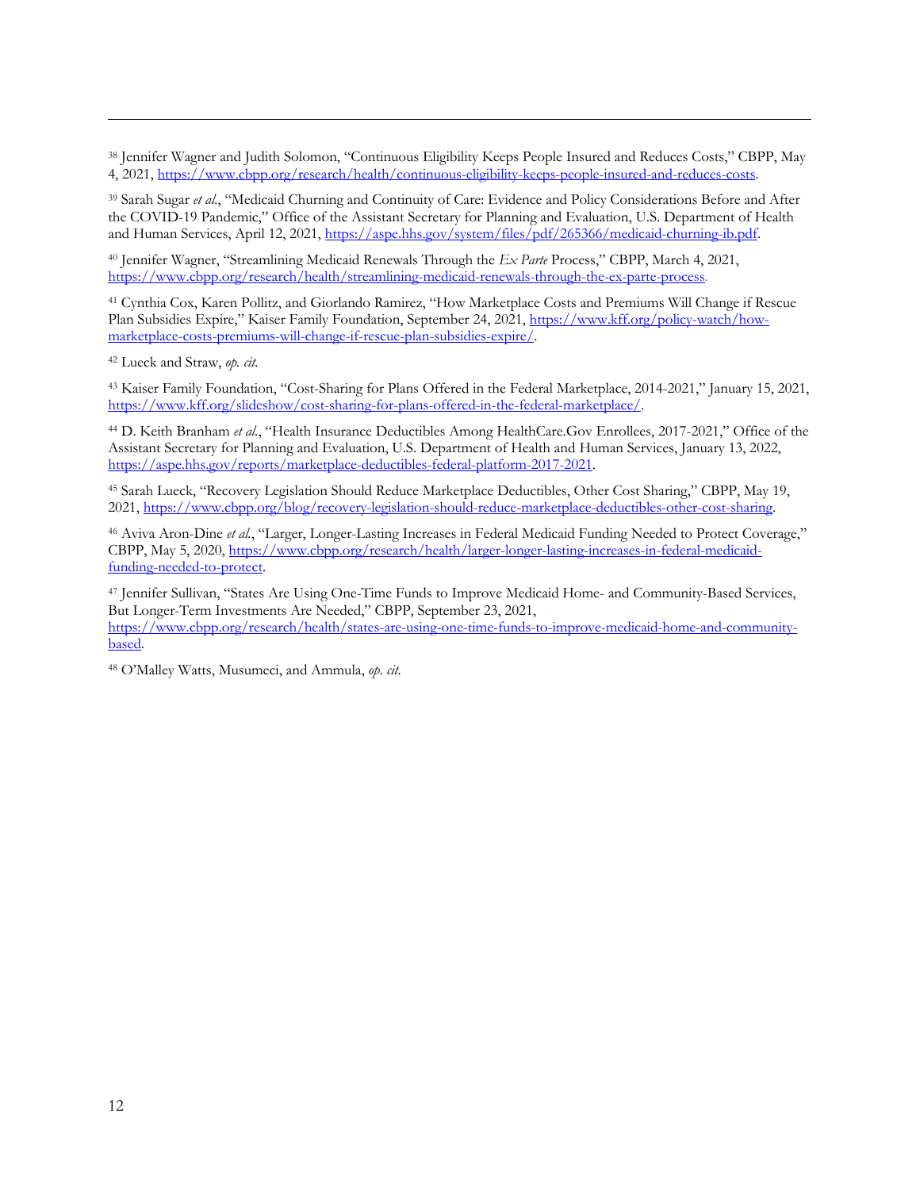[38] Jennifer Wagner and Judith Solomon, "Continuous Eligibility Keeps People Insured and Reduces Costs," CBPP, May 4, 2021, https://www.cbpp.org/research/health/continuous-eligibility-keeps-people-insured-and-reduces-costs.

[39] Sarah Sugar *et al.*, "Medicaid Churning and Continuity of Care: Evidence and Policy Considerations Before and After the COVID-19 Pandemic," Office of the Assistant Secretary for Planning and Evaluation, U.S. Department of Health and Human Services, April 12, 2021, https://aspe.hhs.gov/system/files/pdf/265366/medicaid-churning-ib.pdf.

[40] Jennifer Wagner, "Streamlining Medicaid Renewals Through the *Ex Parte* Process," CBPP, March 4, 2021, https://www.cbpp.org/research/health/streamlining-medicaid-renewals-through-the-ex-parte-process.

[41] Cynthia Cox, Karen Pollitz, and Giorlando Ramirez, "How Marketplace Costs and Premiums Will Change if Rescue Plan Subsidies Expire," Kaiser Family Foundation, September 24, 2021, https://www.kff.org/policy-watch/how-marketplace-costs-premiums-will-change-if-rescue-plan-subsidies-expire/.

[42] Lueck and Straw, *op. cit.*

[43] Kaiser Family Foundation, "Cost-Sharing for Plans Offered in the Federal Marketplace, 2014-2021," January 15, 2021, https://www.kff.org/slideshow/cost-sharing-for-plans-offered-in-the-federal-marketplace/.

[44] D. Keith Branham *et al.*, "Health Insurance Deductibles Among HealthCare.Gov Enrollees, 2017-2021," Office of the Assistant Secretary for Planning and Evaluation, U.S. Department of Health and Human Services, January 13, 2022, https://aspe.hhs.gov/reports/marketplace-deductibles-federal-platform-2017-2021.

[45] Sarah Lueck, "Recovery Legislation Should Reduce Marketplace Deductibles, Other Cost Sharing," CBPP, May 19, 2021, https://www.cbpp.org/blog/recovery-legislation-should-reduce-marketplace-deductibles-other-cost-sharing.

[46] Aviva Aron-Dine *et al.*, "Larger, Longer-Lasting Increases in Federal Medicaid Funding Needed to Protect Coverage," CBPP, May 5, 2020, https://www.cbpp.org/research/health/larger-longer-lasting-increases-in-federal-medicaid-funding-needed-to-protect.

[47] Jennifer Sullivan, "States Are Using One-Time Funds to Improve Medicaid Home- and Community-Based Services, But Longer-Term Investments Are Needed," CBPP, September 23, 2021, https://www.cbpp.org/research/health/states-are-using-one-time-funds-to-improve-medicaid-home-and-community-based.

[48] O'Malley Watts, Musumeci, and Ammula, *op. cit.*